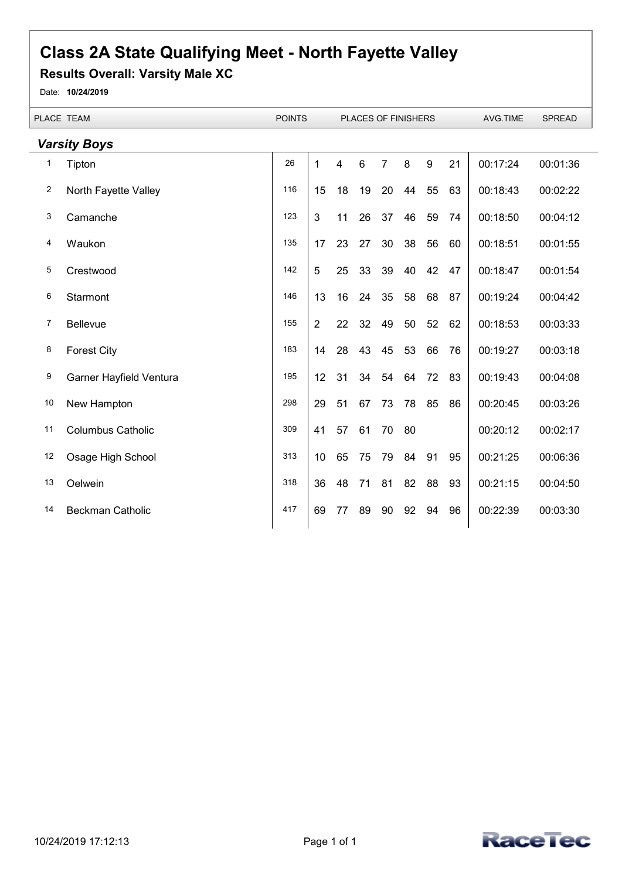# Class 2A State Qualifying Meet - North Fayette Valley

## Results Overall: Varsity Male XC

Date: **10/24/2019**

| PLACE | TEAM | POINTS | PLACES OF FINISHERS | | | | | | | AVG.TIME | SPREAD |
|---|---|---|---|---|---|---|---|---|---|---|---|
| ***Varsity Boys*** | | | | | | | | | | | |
| 1 | Tipton | 26 | 1 | 4 | 6 | 7 | 8 | 9 | 21 | 00:17:24 | 00:01:36 |
| 2 | North Fayette Valley | 116 | 15 | 18 | 19 | 20 | 44 | 55 | 63 | 00:18:43 | 00:02:22 |
| 3 | Camanche | 123 | 3 | 11 | 26 | 37 | 46 | 59 | 74 | 00:18:50 | 00:04:12 |
| 4 | Waukon | 135 | 17 | 23 | 27 | 30 | 38 | 56 | 60 | 00:18:51 | 00:01:55 |
| 5 | Crestwood | 142 | 5 | 25 | 33 | 39 | 40 | 42 | 47 | 00:18:47 | 00:01:54 |
| 6 | Starmont | 146 | 13 | 16 | 24 | 35 | 58 | 68 | 87 | 00:19:24 | 00:04:42 |
| 7 | Bellevue | 155 | 2 | 22 | 32 | 49 | 50 | 52 | 62 | 00:18:53 | 00:03:33 |
| 8 | Forest City | 183 | 14 | 28 | 43 | 45 | 53 | 66 | 76 | 00:19:27 | 00:03:18 |
| 9 | Garner Hayfield Ventura | 195 | 12 | 31 | 34 | 54 | 64 | 72 | 83 | 00:19:43 | 00:04:08 |
| 10 | New Hampton | 298 | 29 | 51 | 67 | 73 | 78 | 85 | 86 | 00:20:45 | 00:03:26 |
| 11 | Columbus Catholic | 309 | 41 | 57 | 61 | 70 | 80 | | | 00:20:12 | 00:02:17 |
| 12 | Osage High School | 313 | 10 | 65 | 75 | 79 | 84 | 91 | 95 | 00:21:25 | 00:06:36 |
| 13 | Oelwein | 318 | 36 | 48 | 71 | 81 | 82 | 88 | 93 | 00:21:15 | 00:04:50 |
| 14 | Beckman Catholic | 417 | 69 | 77 | 89 | 90 | 92 | 94 | 96 | 00:22:39 | 00:03:30 |

10/24/2019 17:12:13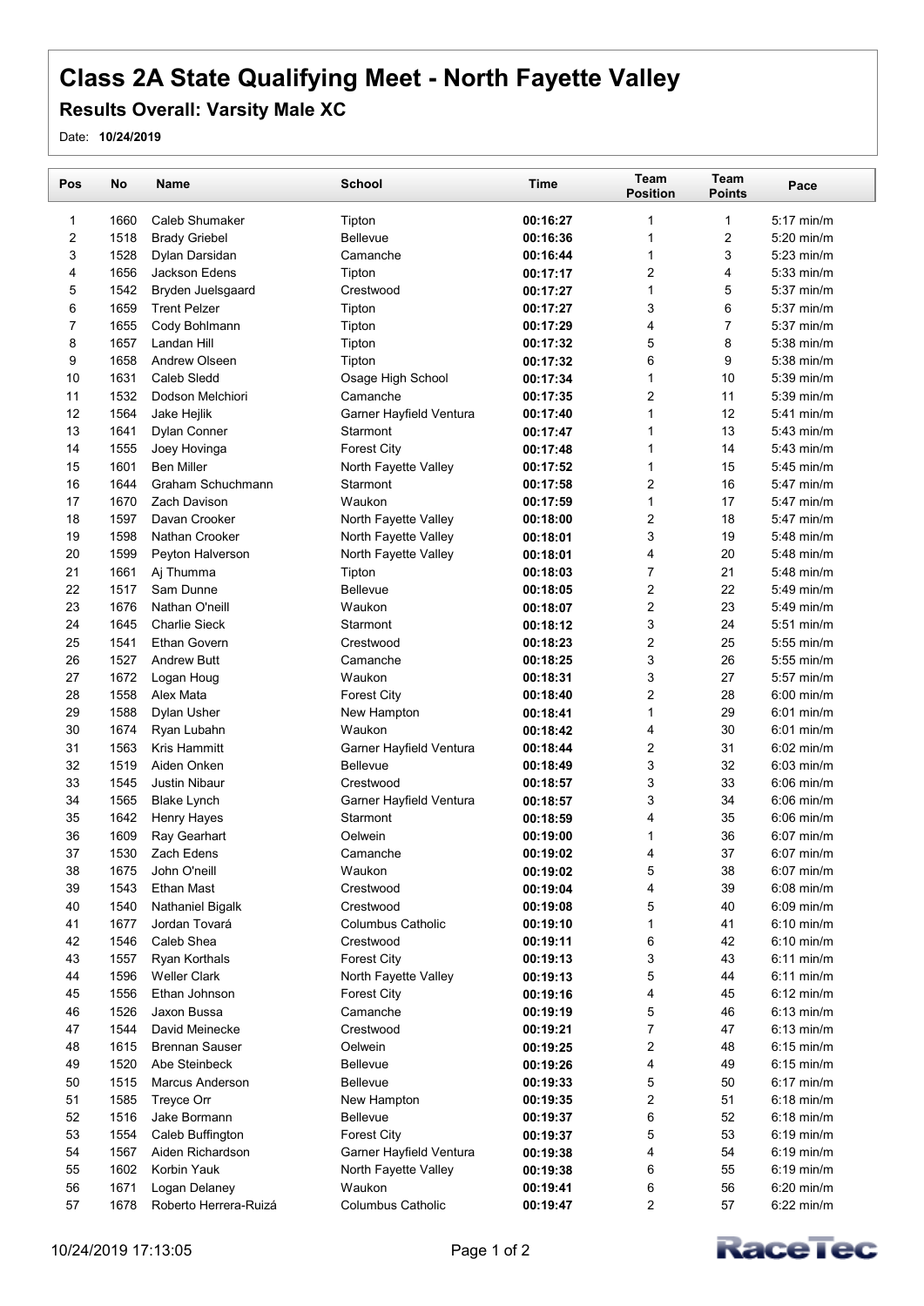# Class 2A State Qualifying Meet - North Fayette Valley

## Results Overall: Varsity Male XC

Date: **10/24/2019**

| Pos | No | Name | School | Time | Team Position | Team Points | Pace |
|---|---|---|---|---|---|---|---|
| 1 | 1660 | Caleb Shumaker | Tipton | **00:16:27** | 1 | 1 | 5:17 min/m |
| 2 | 1518 | Brady Griebel | Bellevue | **00:16:36** | 1 | 2 | 5:20 min/m |
| 3 | 1528 | Dylan Darsidan | Camanche | **00:16:44** | 1 | 3 | 5:23 min/m |
| 4 | 1656 | Jackson Edens | Tipton | **00:17:17** | 2 | 4 | 5:33 min/m |
| 5 | 1542 | Bryden Juelsgaard | Crestwood | **00:17:27** | 1 | 5 | 5:37 min/m |
| 6 | 1659 | Trent Pelzer | Tipton | **00:17:27** | 3 | 6 | 5:37 min/m |
| 7 | 1655 | Cody Bohlmann | Tipton | **00:17:29** | 4 | 7 | 5:37 min/m |
| 8 | 1657 | Landan Hill | Tipton | **00:17:32** | 5 | 8 | 5:38 min/m |
| 9 | 1658 | Andrew Olseen | Tipton | **00:17:32** | 6 | 9 | 5:38 min/m |
| 10 | 1631 | Caleb Sledd | Osage High School | **00:17:34** | 1 | 10 | 5:39 min/m |
| 11 | 1532 | Dodson Melchiori | Camanche | **00:17:35** | 2 | 11 | 5:39 min/m |
| 12 | 1564 | Jake Hejlik | Garner Hayfield Ventura | **00:17:40** | 1 | 12 | 5:41 min/m |
| 13 | 1641 | Dylan Conner | Starmont | **00:17:47** | 1 | 13 | 5:43 min/m |
| 14 | 1555 | Joey Hovinga | Forest City | **00:17:48** | 1 | 14 | 5:43 min/m |
| 15 | 1601 | Ben Miller | North Fayette Valley | **00:17:52** | 1 | 15 | 5:45 min/m |
| 16 | 1644 | Graham Schuchmann | Starmont | **00:17:58** | 2 | 16 | 5:47 min/m |
| 17 | 1670 | Zach Davison | Waukon | **00:17:59** | 1 | 17 | 5:47 min/m |
| 18 | 1597 | Davan Crooker | North Fayette Valley | **00:18:00** | 2 | 18 | 5:47 min/m |
| 19 | 1598 | Nathan Crooker | North Fayette Valley | **00:18:01** | 3 | 19 | 5:48 min/m |
| 20 | 1599 | Peyton Halverson | North Fayette Valley | **00:18:01** | 4 | 20 | 5:48 min/m |
| 21 | 1661 | Aj Thumma | Tipton | **00:18:03** | 7 | 21 | 5:48 min/m |
| 22 | 1517 | Sam Dunne | Bellevue | **00:18:05** | 2 | 22 | 5:49 min/m |
| 23 | 1676 | Nathan O'neill | Waukon | **00:18:07** | 2 | 23 | 5:49 min/m |
| 24 | 1645 | Charlie Sieck | Starmont | **00:18:12** | 3 | 24 | 5:51 min/m |
| 25 | 1541 | Ethan Govern | Crestwood | **00:18:23** | 2 | 25 | 5:55 min/m |
| 26 | 1527 | Andrew Butt | Camanche | **00:18:25** | 3 | 26 | 5:55 min/m |
| 27 | 1672 | Logan Houg | Waukon | **00:18:31** | 3 | 27 | 5:57 min/m |
| 28 | 1558 | Alex Mata | Forest City | **00:18:40** | 2 | 28 | 6:00 min/m |
| 29 | 1588 | Dylan Usher | New Hampton | **00:18:41** | 1 | 29 | 6:01 min/m |
| 30 | 1674 | Ryan Lubahn | Waukon | **00:18:42** | 4 | 30 | 6:01 min/m |
| 31 | 1563 | Kris Hammitt | Garner Hayfield Ventura | **00:18:44** | 2 | 31 | 6:02 min/m |
| 32 | 1519 | Aiden Onken | Bellevue | **00:18:49** | 3 | 32 | 6:03 min/m |
| 33 | 1545 | Justin Nibaur | Crestwood | **00:18:57** | 3 | 33 | 6:06 min/m |
| 34 | 1565 | Blake Lynch | Garner Hayfield Ventura | **00:18:57** | 3 | 34 | 6:06 min/m |
| 35 | 1642 | Henry Hayes | Starmont | **00:18:59** | 4 | 35 | 6:06 min/m |
| 36 | 1609 | Ray Gearhart | Oelwein | **00:19:00** | 1 | 36 | 6:07 min/m |
| 37 | 1530 | Zach Edens | Camanche | **00:19:02** | 4 | 37 | 6:07 min/m |
| 38 | 1675 | John O'neill | Waukon | **00:19:02** | 5 | 38 | 6:07 min/m |
| 39 | 1543 | Ethan Mast | Crestwood | **00:19:04** | 4 | 39 | 6:08 min/m |
| 40 | 1540 | Nathaniel Bigalk | Crestwood | **00:19:08** | 5 | 40 | 6:09 min/m |
| 41 | 1677 | Jordan Tovará | Columbus Catholic | **00:19:10** | 1 | 41 | 6:10 min/m |
| 42 | 1546 | Caleb Shea | Crestwood | **00:19:11** | 6 | 42 | 6:10 min/m |
| 43 | 1557 | Ryan Korthals | Forest City | **00:19:13** | 3 | 43 | 6:11 min/m |
| 44 | 1596 | Weller Clark | North Fayette Valley | **00:19:13** | 5 | 44 | 6:11 min/m |
| 45 | 1556 | Ethan Johnson | Forest City | **00:19:16** | 4 | 45 | 6:12 min/m |
| 46 | 1526 | Jaxon Bussa | Camanche | **00:19:19** | 5 | 46 | 6:13 min/m |
| 47 | 1544 | David Meinecke | Crestwood | **00:19:21** | 7 | 47 | 6:13 min/m |
| 48 | 1615 | Brennan Sauser | Oelwein | **00:19:25** | 2 | 48 | 6:15 min/m |
| 49 | 1520 | Abe Steinbeck | Bellevue | **00:19:26** | 4 | 49 | 6:15 min/m |
| 50 | 1515 | Marcus Anderson | Bellevue | **00:19:33** | 5 | 50 | 6:17 min/m |
| 51 | 1585 | Treyce Orr | New Hampton | **00:19:35** | 2 | 51 | 6:18 min/m |
| 52 | 1516 | Jake Bormann | Bellevue | **00:19:37** | 6 | 52 | 6:18 min/m |
| 53 | 1554 | Caleb Buffington | Forest City | **00:19:37** | 5 | 53 | 6:19 min/m |
| 54 | 1567 | Aiden Richardson | Garner Hayfield Ventura | **00:19:38** | 4 | 54 | 6:19 min/m |
| 55 | 1602 | Korbin Yauk | North Fayette Valley | **00:19:38** | 6 | 55 | 6:19 min/m |
| 56 | 1671 | Logan Delaney | Waukon | **00:19:41** | 6 | 56 | 6:20 min/m |
| 57 | 1678 | Roberto Herrera-Ruizá | Columbus Catholic | **00:19:47** | 2 | 57 | 6:22 min/m |

10/24/2019 17:13:05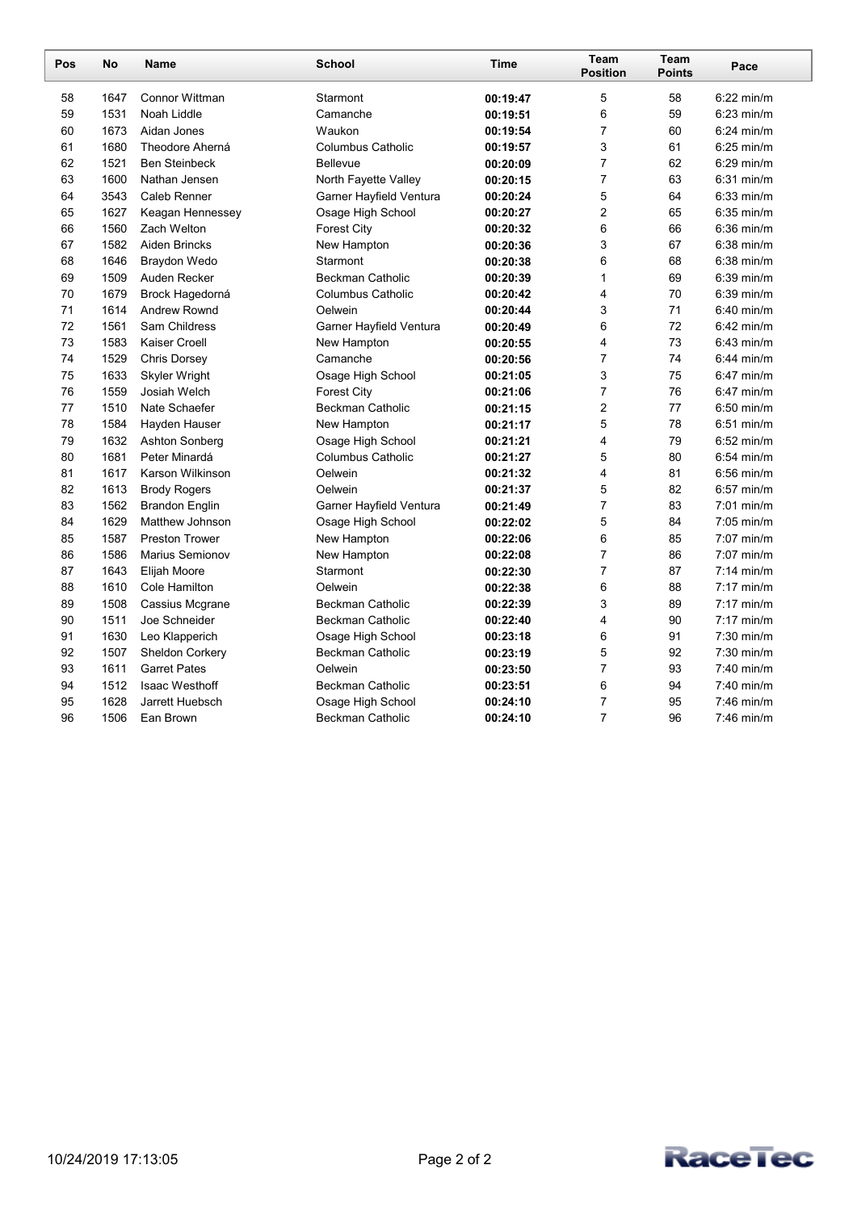| Pos | No | Name | School | Time | Team Position | Team Points | Pace |
|---|---|---|---|---|---|---|---|
| 58 | 1647 | Connor Wittman | Starmont | **00:19:47** | 5 | 58 | 6:22 min/m |
| 59 | 1531 | Noah Liddle | Camanche | **00:19:51** | 6 | 59 | 6:23 min/m |
| 60 | 1673 | Aidan Jones | Waukon | **00:19:54** | 7 | 60 | 6:24 min/m |
| 61 | 1680 | Theodore Aherná | Columbus Catholic | **00:19:57** | 3 | 61 | 6:25 min/m |
| 62 | 1521 | Ben Steinbeck | Bellevue | **00:20:09** | 7 | 62 | 6:29 min/m |
| 63 | 1600 | Nathan Jensen | North Fayette Valley | **00:20:15** | 7 | 63 | 6:31 min/m |
| 64 | 3543 | Caleb Renner | Garner Hayfield Ventura | **00:20:24** | 5 | 64 | 6:33 min/m |
| 65 | 1627 | Keagan Hennessey | Osage High School | **00:20:27** | 2 | 65 | 6:35 min/m |
| 66 | 1560 | Zach Welton | Forest City | **00:20:32** | 6 | 66 | 6:36 min/m |
| 67 | 1582 | Aiden Brincks | New Hampton | **00:20:36** | 3 | 67 | 6:38 min/m |
| 68 | 1646 | Braydon Wedo | Starmont | **00:20:38** | 6 | 68 | 6:38 min/m |
| 69 | 1509 | Auden Recker | Beckman Catholic | **00:20:39** | 1 | 69 | 6:39 min/m |
| 70 | 1679 | Brock Hagedorná | Columbus Catholic | **00:20:42** | 4 | 70 | 6:39 min/m |
| 71 | 1614 | Andrew Rownd | Oelwein | **00:20:44** | 3 | 71 | 6:40 min/m |
| 72 | 1561 | Sam Childress | Garner Hayfield Ventura | **00:20:49** | 6 | 72 | 6:42 min/m |
| 73 | 1583 | Kaiser Croell | New Hampton | **00:20:55** | 4 | 73 | 6:43 min/m |
| 74 | 1529 | Chris Dorsey | Camanche | **00:20:56** | 7 | 74 | 6:44 min/m |
| 75 | 1633 | Skyler Wright | Osage High School | **00:21:05** | 3 | 75 | 6:47 min/m |
| 76 | 1559 | Josiah Welch | Forest City | **00:21:06** | 7 | 76 | 6:47 min/m |
| 77 | 1510 | Nate Schaefer | Beckman Catholic | **00:21:15** | 2 | 77 | 6:50 min/m |
| 78 | 1584 | Hayden Hauser | New Hampton | **00:21:17** | 5 | 78 | 6:51 min/m |
| 79 | 1632 | Ashton Sonberg | Osage High School | **00:21:21** | 4 | 79 | 6:52 min/m |
| 80 | 1681 | Peter Minardá | Columbus Catholic | **00:21:27** | 5 | 80 | 6:54 min/m |
| 81 | 1617 | Karson Wilkinson | Oelwein | **00:21:32** | 4 | 81 | 6:56 min/m |
| 82 | 1613 | Brody Rogers | Oelwein | **00:21:37** | 5 | 82 | 6:57 min/m |
| 83 | 1562 | Brandon Englin | Garner Hayfield Ventura | **00:21:49** | 7 | 83 | 7:01 min/m |
| 84 | 1629 | Matthew Johnson | Osage High School | **00:22:02** | 5 | 84 | 7:05 min/m |
| 85 | 1587 | Preston Trower | New Hampton | **00:22:06** | 6 | 85 | 7:07 min/m |
| 86 | 1586 | Marius Semionov | New Hampton | **00:22:08** | 7 | 86 | 7:07 min/m |
| 87 | 1643 | Elijah Moore | Starmont | **00:22:30** | 7 | 87 | 7:14 min/m |
| 88 | 1610 | Cole Hamilton | Oelwein | **00:22:38** | 6 | 88 | 7:17 min/m |
| 89 | 1508 | Cassius Mcgrane | Beckman Catholic | **00:22:39** | 3 | 89 | 7:17 min/m |
| 90 | 1511 | Joe Schneider | Beckman Catholic | **00:22:40** | 4 | 90 | 7:17 min/m |
| 91 | 1630 | Leo Klapperich | Osage High School | **00:23:18** | 6 | 91 | 7:30 min/m |
| 92 | 1507 | Sheldon Corkery | Beckman Catholic | **00:23:19** | 5 | 92 | 7:30 min/m |
| 93 | 1611 | Garret Pates | Oelwein | **00:23:50** | 7 | 93 | 7:40 min/m |
| 94 | 1512 | Isaac Westhoff | Beckman Catholic | **00:23:51** | 6 | 94 | 7:40 min/m |
| 95 | 1628 | Jarrett Huebsch | Osage High School | **00:24:10** | 7 | 95 | 7:46 min/m |
| 96 | 1506 | Ean Brown | Beckman Catholic | **00:24:10** | 7 | 96 | 7:46 min/m |

10/24/2019 17:13:05

RaceTec